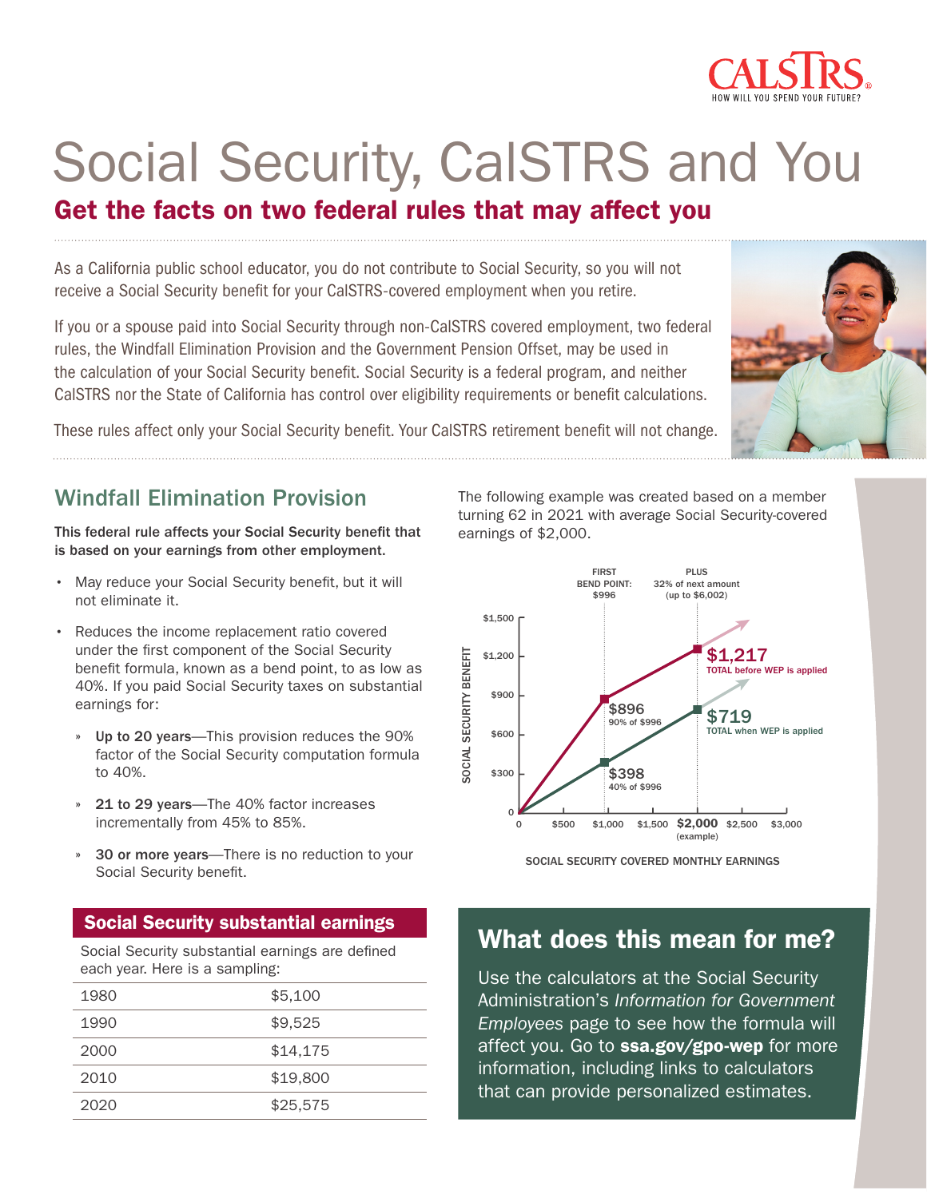# Social Security, CalSTRS and You

## Get the facts on two federal rules that may affect you

As a California public school educator, you do not contribute to Social Security, so you will not receive a Social Security benefit for your CalSTRS-covered employment when you retire.

If you or a spouse paid into Social Security through non-CalSTRS covered employment, two federal rules, the Windfall Elimination Provision and the Government Pension Offset, may be used in the calculation of your Social Security benefit. Social Security is a federal program, and neither CalSTRS nor the State of California has control over eligibility requirements or benefit calculations.

These rules affect only your Social Security benefit. Your CalSTRS retirement benefit will not change.

## Windfall Elimination Provision

**This federal rule affects your Social Security benefit that is based on your earnings from other employment.**

- May reduce your Social Security benefit, but it will not eliminate it.
- Reduces the income replacement ratio covered under the first component of the Social Security benefit formula, known as a bend point, to as low as 40%. If you paid Social Security taxes on substantial earnings for:
  - **Up to 20 years**—This provision reduces the 90% factor of the Social Security computation formula to 40%.
  - **21 to 29 years**—The 40% factor increases incrementally from 45% to 85%.
  - **30 or more years**—There is no reduction to your Social Security benefit.

The following example was created based on a member turning 62 in 2021 with average Social Security-covered earnings of $2,000.

FIRST BEND POINT: $996 — PLUS 32% of next amount (up to $6,002)

- $896 — 90% of $996
- $1,217 — TOTAL before WEP is applied
- $398 — 40% of $996
- $719 — TOTAL when WEP is applied

SOCIAL SECURITY BENEFIT (vertical axis: 0, $300, $600, $900, $1,200, $1,500) vs. SOCIAL SECURITY COVERED MONTHLY EARNINGS (horizontal axis: 0, $500, $1,000, $1,500, $2,000 (example), $2,500, $3,000)

### Social Security substantial earnings

Social Security substantial earnings are defined each year. Here is a sampling:

| Year | Amount |
|---|---|
| 1980 | $5,100 |
| 1990 | $9,525 |
| 2000 | $14,175 |
| 2010 | $19,800 |
| 2020 | $25,575 |

## What does this mean for me?

Use the calculators at the Social Security Administration's *Information for Government Employees* page to see how the formula will affect you. Go to **ssa.gov/gpo-wep** for more information, including links to calculators that can provide personalized estimates.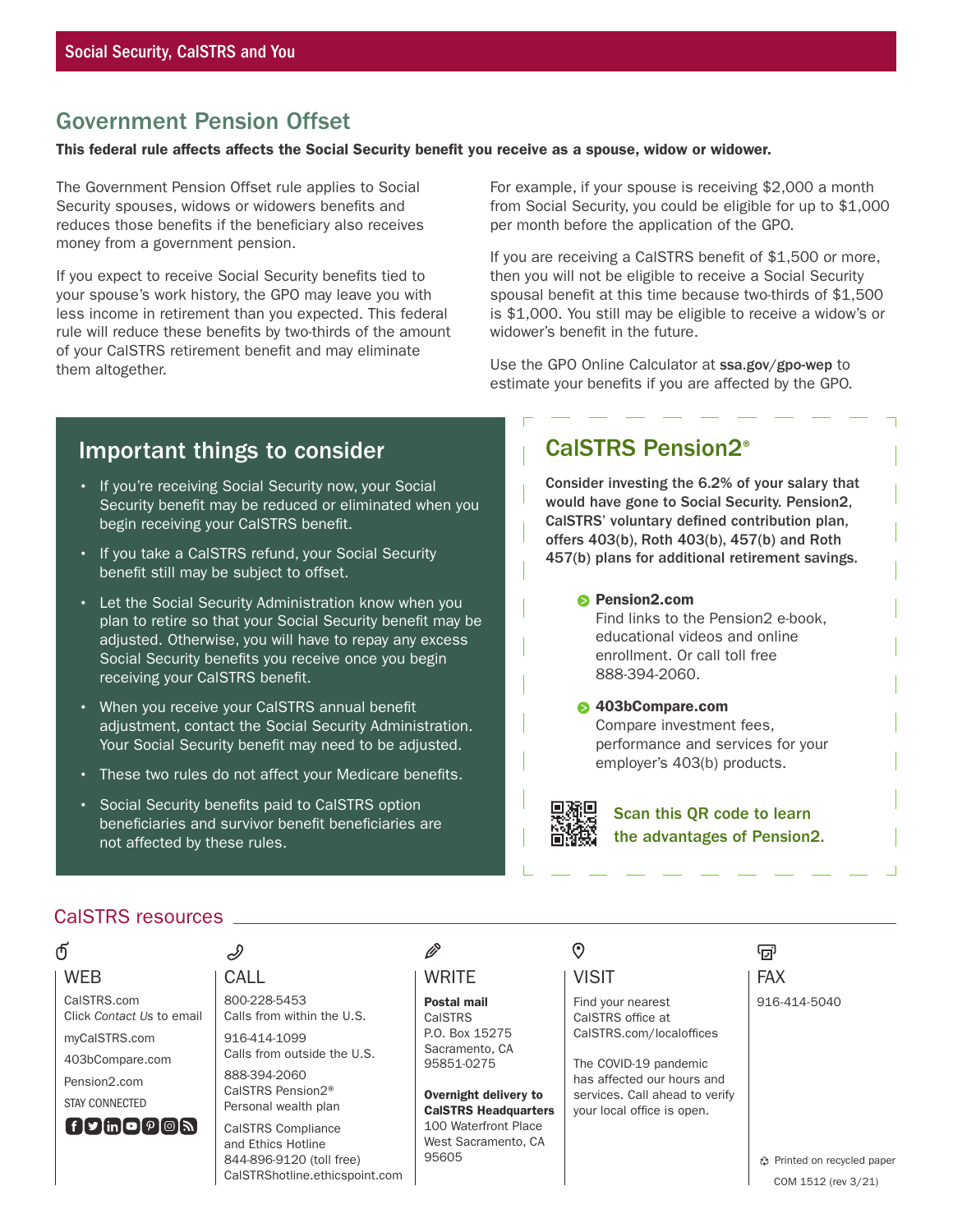## Government Pension Offset

**This federal rule affects affects the Social Security benefit you receive as a spouse, widow or widower.**

The Government Pension Offset rule applies to Social Security spouses, widows or widowers benefits and reduces those benefits if the beneficiary also receives money from a government pension.

If you expect to receive Social Security benefits tied to your spouse's work history, the GPO may leave you with less income in retirement than you expected. This federal rule will reduce these benefits by two-thirds of the amount of your CalSTRS retirement benefit and may eliminate them altogether.

For example, if your spouse is receiving $2,000 a month from Social Security, you could be eligible for up to $1,000 per month before the application of the GPO.

If you are receiving a CalSTRS benefit of $1,500 or more, then you will not be eligible to receive a Social Security spousal benefit at this time because two-thirds of $1,500 is $1,000. You still may be eligible to receive a widow's or widower's benefit in the future.

Use the GPO Online Calculator at **ssa.gov/gpo-wep** to estimate your benefits if you are affected by the GPO.

## Important things to consider

- If you're receiving Social Security now, your Social Security benefit may be reduced or eliminated when you begin receiving your CalSTRS benefit.
- If you take a CalSTRS refund, your Social Security benefit still may be subject to offset.
- Let the Social Security Administration know when you plan to retire so that your Social Security benefit may be adjusted. Otherwise, you will have to repay any excess Social Security benefits you receive once you begin receiving your CalSTRS benefit.
- When you receive your CalSTRS annual benefit adjustment, contact the Social Security Administration. Your Social Security benefit may need to be adjusted.
- These two rules do not affect your Medicare benefits.
- Social Security benefits paid to CalSTRS option beneficiaries and survivor benefit beneficiaries are not affected by these rules.

## CalSTRS Pension2®

**Consider investing the 6.2% of your salary that would have gone to Social Security. Pension2, CalSTRS' voluntary defined contribution plan, offers 403(b), Roth 403(b), 457(b) and Roth 457(b) plans for additional retirement savings.**

- **Pension2.com**
  Find links to the Pension2 e-book, educational videos and online enrollment. Or call toll free 888-394-2060.
- **403bCompare.com**
  Compare investment fees, performance and services for your employer's 403(b) products.

Scan this QR code to learn the advantages of Pension2.

## CalSTRS resources

### WEB

CalSTRS.com
Click *Contact Us* to email

myCalSTRS.com

403bCompare.com

Pension2.com

STAY CONNECTED

### CALL

800-228-5453
Calls from within the U.S.

916-414-1099
Calls from outside the U.S.

888-394-2060
CalSTRS Pension2®
Personal wealth plan

CalSTRS Compliance and Ethics Hotline
844-896-9120 (toll free)
CalSTRShotline.ethicspoint.com

### WRITE

**Postal mail**
CalSTRS
P.O. Box 15275
Sacramento, CA
95851-0275

**Overnight delivery to CalSTRS Headquarters**
100 Waterfront Place
West Sacramento, CA
95605

### VISIT

Find your nearest CalSTRS office at CalSTRS.com/localoffices

The COVID-19 pandemic has affected our hours and services. Call ahead to verify your local office is open.

### FAX

916-414-5040

Printed on recycled paper

COM 1512 (rev 3/21)